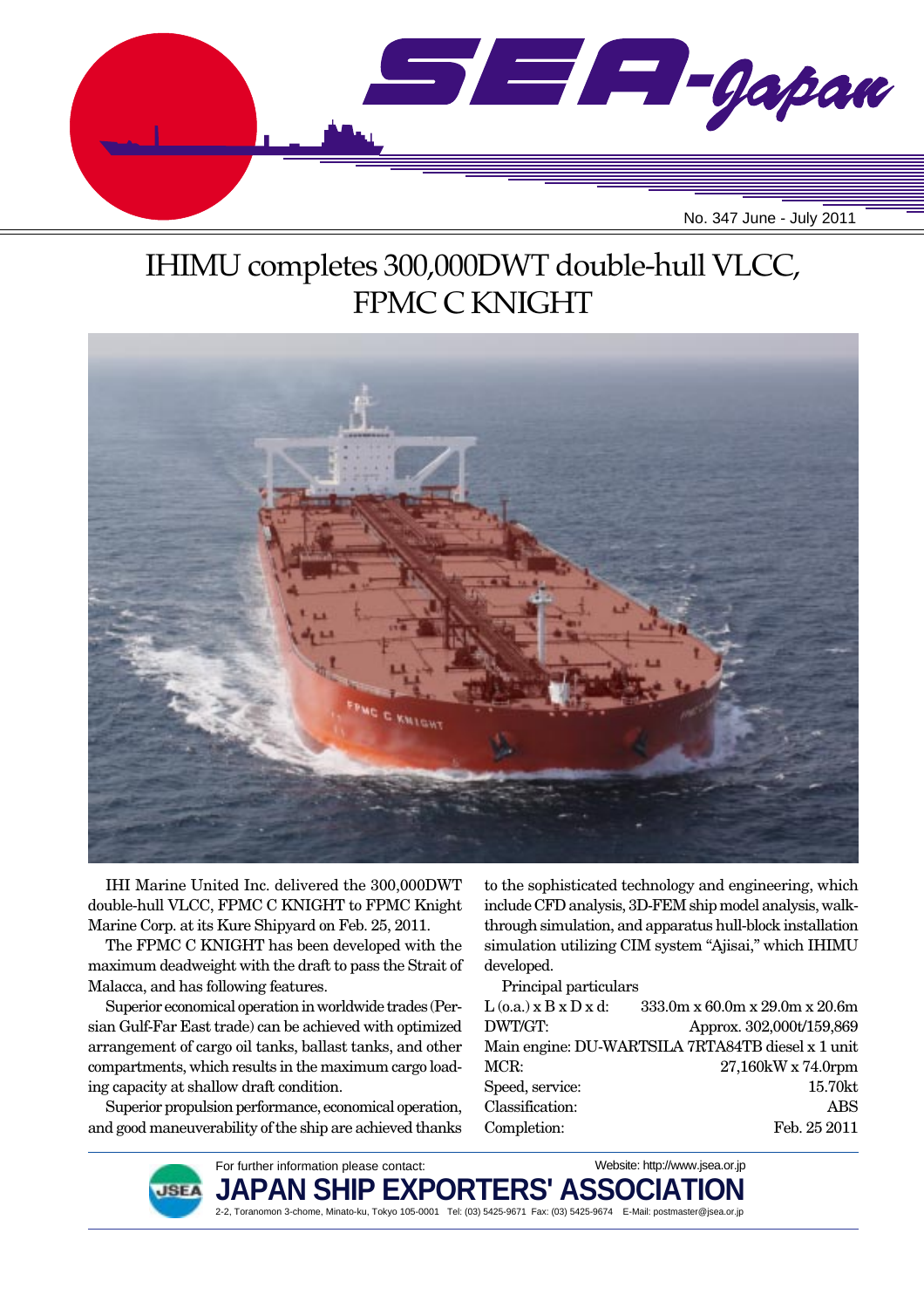# SEA-Japan

No. 347 June - July 2011

## IHIMU completes 300,000DWT double-hull VLCC, FPMC C KNIGHT

IHI Marine United Inc. delivered the 300,000DWT double-hull VLCC, FPMC C KNIGHT to FPMC Knight Marine Corp. at its Kure Shipyard on Feb. 25, 2011.

The FPMC C KNIGHT has been developed with the maximum deadweight with the draft to pass the Strait of Malacca, and has following features.

Superior economical operation in worldwide trades (Persian Gulf-Far East trade) can be achieved with optimized arrangement of cargo oil tanks, ballast tanks, and other compartments, which results in the maximum cargo loading capacity at shallow draft condition.

Superior propulsion performance, economical operation, and good maneuverability of the ship are achieved thanks to the sophisticated technology and engineering, which include CFD analysis, 3D-FEM ship model analysis, walk-through simulation, and apparatus hull-block installation simulation utilizing CIM system "Ajisai," which IHIMU developed.

Principal particulars

| | |
|---|---|
| L (o.a.) x B x D x d: | 333.0m x 60.0m x 29.0m x 20.6m |
| DWT/GT: | Approx. 302,000t/159,869 |
| Main engine: | DU-WARTSILA 7RTA84TB diesel x 1 unit |
| MCR: | 27,160kW x 74.0rpm |
| Speed, service: | 15.70kt |
| Classification: | ABS |
| Completion: | Feb. 25 2011 |

For further information please contact: Website: http://www.jsea.or.jp

**JAPAN SHIP EXPORTERS' ASSOCIATION**

2-2, Toranomon 3-chome, Minato-ku, Tokyo 105-0001 Tel: (03) 5425-9671 Fax: (03) 5425-9674 E-Mail: postmaster@jsea.or.jp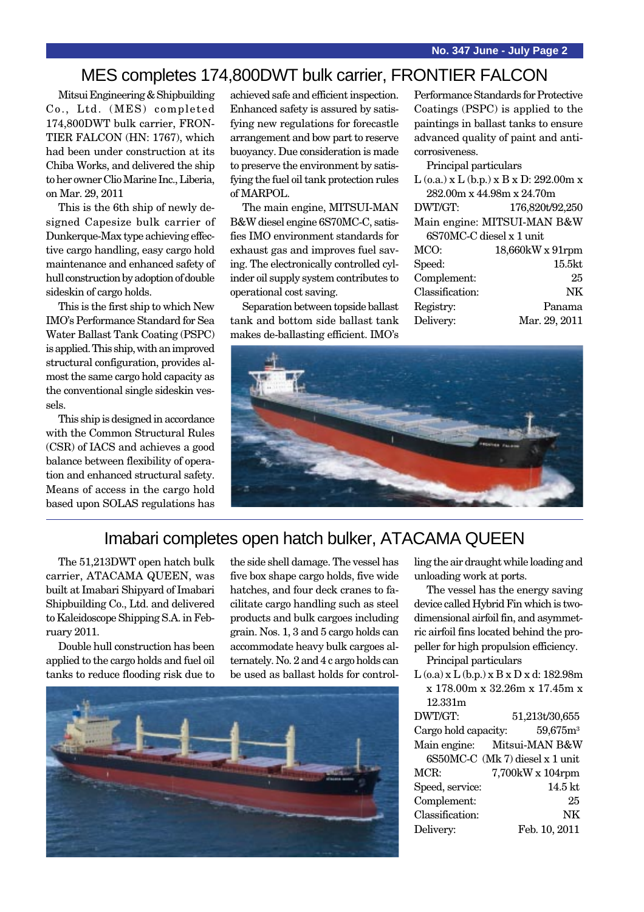## MES completes 174,800DWT bulk carrier, FRONTIER FALCON

Mitsui Engineering & Shipbuilding Co., Ltd. (MES) completed 174,800DWT bulk carrier, FRONTIER FALCON (HN: 1767), which had been under construction at its Chiba Works, and delivered the ship to her owner Clio Marine Inc., Liberia, on Mar. 29, 2011

This is the 6th ship of newly designed Capesize bulk carrier of Dunkerque-Max type achieving effective cargo handling, easy cargo hold maintenance and enhanced safety of hull construction by adoption of double sideskin of cargo holds.

This is the first ship to which New IMO's Performance Standard for Sea Water Ballast Tank Coating (PSPC) is applied. This ship, with an improved structural configuration, provides almost the same cargo hold capacity as the conventional single sideskin vessels.

This ship is designed in accordance with the Common Structural Rules (CSR) of IACS and achieves a good balance between flexibility of operation and enhanced structural safety. Means of access in the cargo hold based upon SOLAS regulations has achieved safe and efficient inspection. Enhanced safety is assured by satisfying new regulations for forecastle arrangement and bow part to reserve buoyancy. Due consideration is made to preserve the environment by satisfying the fuel oil tank protection rules of MARPOL.

The main engine, MITSUI-MAN B&W diesel engine 6S70MC-C, satisfies IMO environment standards for exhaust gas and improves fuel saving. The electronically controlled cylinder oil supply system contributes to operational cost saving.

Separation between topside ballast tank and bottom side ballast tank makes de-ballasting efficient. IMO's Performance Standards for Protective Coatings (PSPC) is applied to the paintings in ballast tanks to ensure advanced quality of paint and anti-corrosiveness.

Principal particulars

L (o.a.) x L (b.p.) x B x D: 292.00m x 282.00m x 44.98m x 24.70m

| | |
|---|---|
| DWT/GT: | 176,820t/92,250 |
| Main engine: | MITSUI-MAN B&W 6S70MC-C diesel x 1 unit |
| MCO: | 18,660kW x 91rpm |
| Speed: | 15.5kt |
| Complement: | 25 |
| Classification: | NK |
| Registry: | Panama |
| Delivery: | Mar. 29, 2011 |

## Imabari completes open hatch bulker, ATACAMA QUEEN

The 51,213DWT open hatch bulk carrier, ATACAMA QUEEN, was built at Imabari Shipyard of Imabari Shipbuilding Co., Ltd. and delivered to Kaleidoscope Shipping S.A. in February 2011.

Double hull construction has been applied to the cargo holds and fuel oil tanks to reduce flooding risk due to the side shell damage. The vessel has five box shape cargo holds, five wide hatches, and four deck cranes to facilitate cargo handling such as steel products and bulk cargoes including grain. Nos. 1, 3 and 5 cargo holds can accommodate heavy bulk cargoes alternately. No. 2 and 4 cargo holds can be used as ballast holds for controlling the air draught while loading and unloading work at ports.

The vessel has the energy saving device called Hybrid Fin which is two-dimensional airfoil fin, and asymmetric airfoil fins located behind the propeller for high propulsion efficiency.

Principal particulars

L (o.a) x L (b.p.) x B x D x d: 182.98m x 178.00m x 32.26m x 17.45m x 12.331m

| | |
|---|---|
| DWT/GT: | 51,213t/30,655 |
| Cargo hold capacity: | 59,675m$^3$ |
| Main engine: | Mitsui-MAN B&W 6S50MC-C (Mk 7) diesel x 1 unit |
| MCR: | 7,700kW x 104rpm |
| Speed, service: | 14.5 kt |
| Complement: | 25 |
| Classification: | NK |
| Delivery: | Feb. 10, 2011 |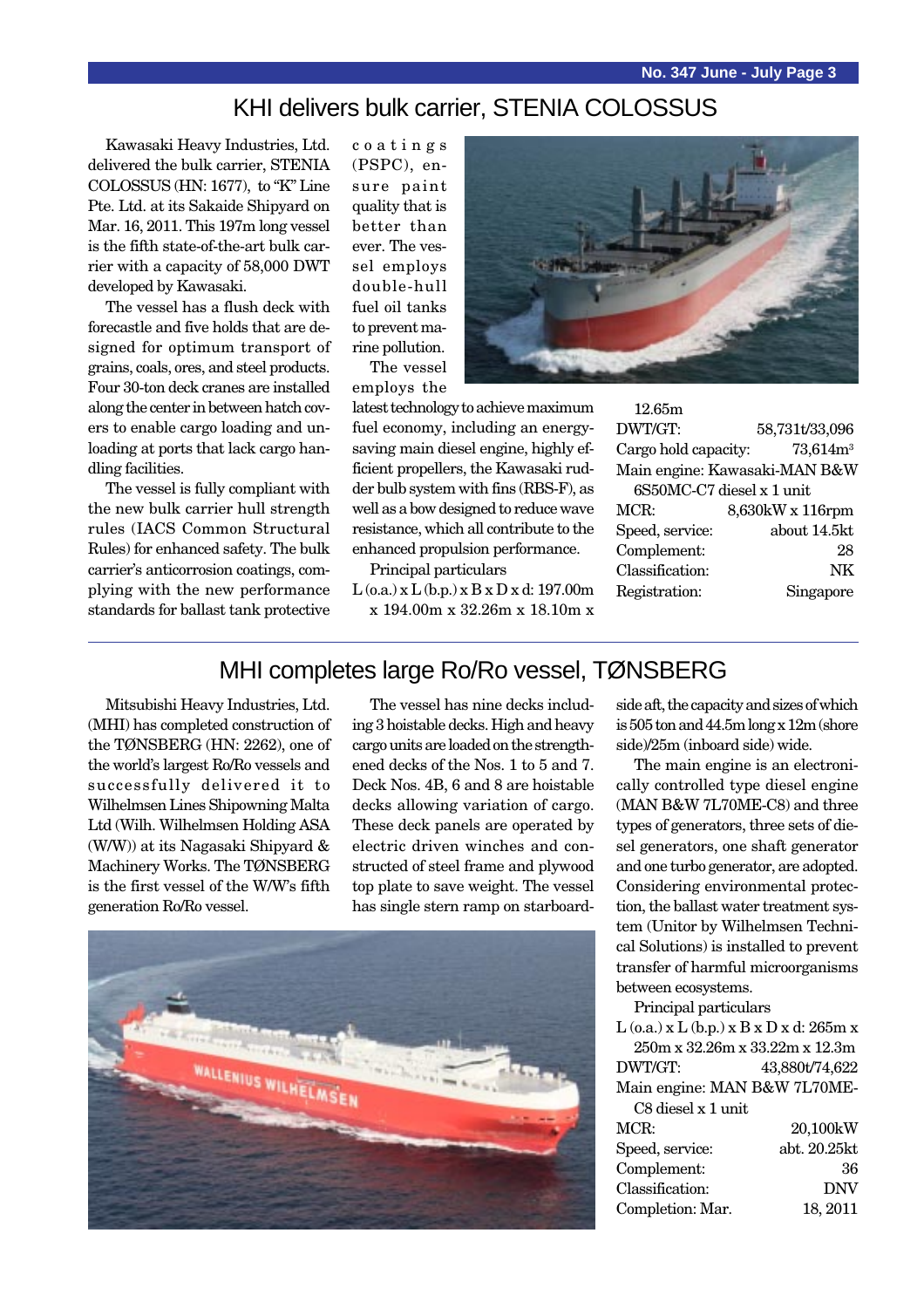## KHI delivers bulk carrier, STENIA COLOSSUS

Kawasaki Heavy Industries, Ltd. delivered the bulk carrier, STENIA COLOSSUS (HN: 1677), to "K" Line Pte. Ltd. at its Sakaide Shipyard on Mar. 16, 2011. This 197m long vessel is the fifth state-of-the-art bulk carrier with a capacity of 58,000 DWT developed by Kawasaki.

The vessel has a flush deck with forecastle and five holds that are designed for optimum transport of grains, coals, ores, and steel products. Four 30-ton deck cranes are installed along the center in between hatch covers to enable cargo loading and unloading at ports that lack cargo handling facilities.

The vessel is fully compliant with the new bulk carrier hull strength rules (IACS Common Structural Rules) for enhanced safety. The bulk carrier's anticorrosion coatings, complying with the new performance standards for ballast tank protective coatings (PSPC), ensure paint quality that is better than ever. The vessel employs double-hull fuel oil tanks to prevent marine pollution.

The vessel employs the latest technology to achieve maximum fuel economy, including an energy-saving main diesel engine, highly efficient propellers, the Kawasaki rudder bulb system with fins (RBS-F), as well as a bow designed to reduce wave resistance, which all contribute to the enhanced propulsion performance.

Principal particulars

L (o.a.) x L (b.p.) x B x D x d: 197.00m x 194.00m x 32.26m x 18.10m x 12.65m

DWT/GT: 58,731t/33,096

Cargo hold capacity: 73,614m³

Main engine: Kawasaki-MAN B&W 6S50MC-C7 diesel x 1 unit

MCR: 8,630kW x 116rpm

Speed, service: about 14.5kt

Complement: 28

Classification: NK

Registration: Singapore

## MHI completes large Ro/Ro vessel, TØNSBERG

Mitsubishi Heavy Industries, Ltd. (MHI) has completed construction of the TØNSBERG (HN: 2262), one of the world's largest Ro/Ro vessels and successfully delivered it to Wilhelmsen Lines Shipowning Malta Ltd (Wilh. Wilhelmsen Holding ASA (W/W)) at its Nagasaki Shipyard & Machinery Works. The TØNSBERG is the first vessel of the W/W's fifth generation Ro/Ro vessel.

The vessel has nine decks including 3 hoistable decks. High and heavy cargo units are loaded on the strengthened decks of the Nos. 1 to 5 and 7. Deck Nos. 4B, 6 and 8 are hoistable decks allowing variation of cargo. These deck panels are operated by electric driven winches and constructed of steel frame and plywood top plate to save weight. The vessel has single stern ramp on starboard-side aft, the capacity and sizes of which is 505 ton and 44.5m long x 12m (shore side)/25m (inboard side) wide.

The main engine is an electronically controlled type diesel engine (MAN B&W 7L70ME-C8) and three types of generators, three sets of diesel generators, one shaft generator and one turbo generator, are adopted. Considering environmental protection, the ballast water treatment system (Unitor by Wilhelmsen Technical Solutions) is installed to prevent transfer of harmful microorganisms between ecosystems.

Principal particulars

L (o.a.) x L (b.p.) x B x D x d: 265m x 250m x 32.26m x 33.22m x 12.3m

DWT/GT: 43,880t/74,622

Main engine: MAN B&W 7L70ME-C8 diesel x 1 unit

MCR: 20,100kW

Speed, service: abt. 20.25kt

Complement: 36

Classification: DNV

Completion: Mar. 18, 2011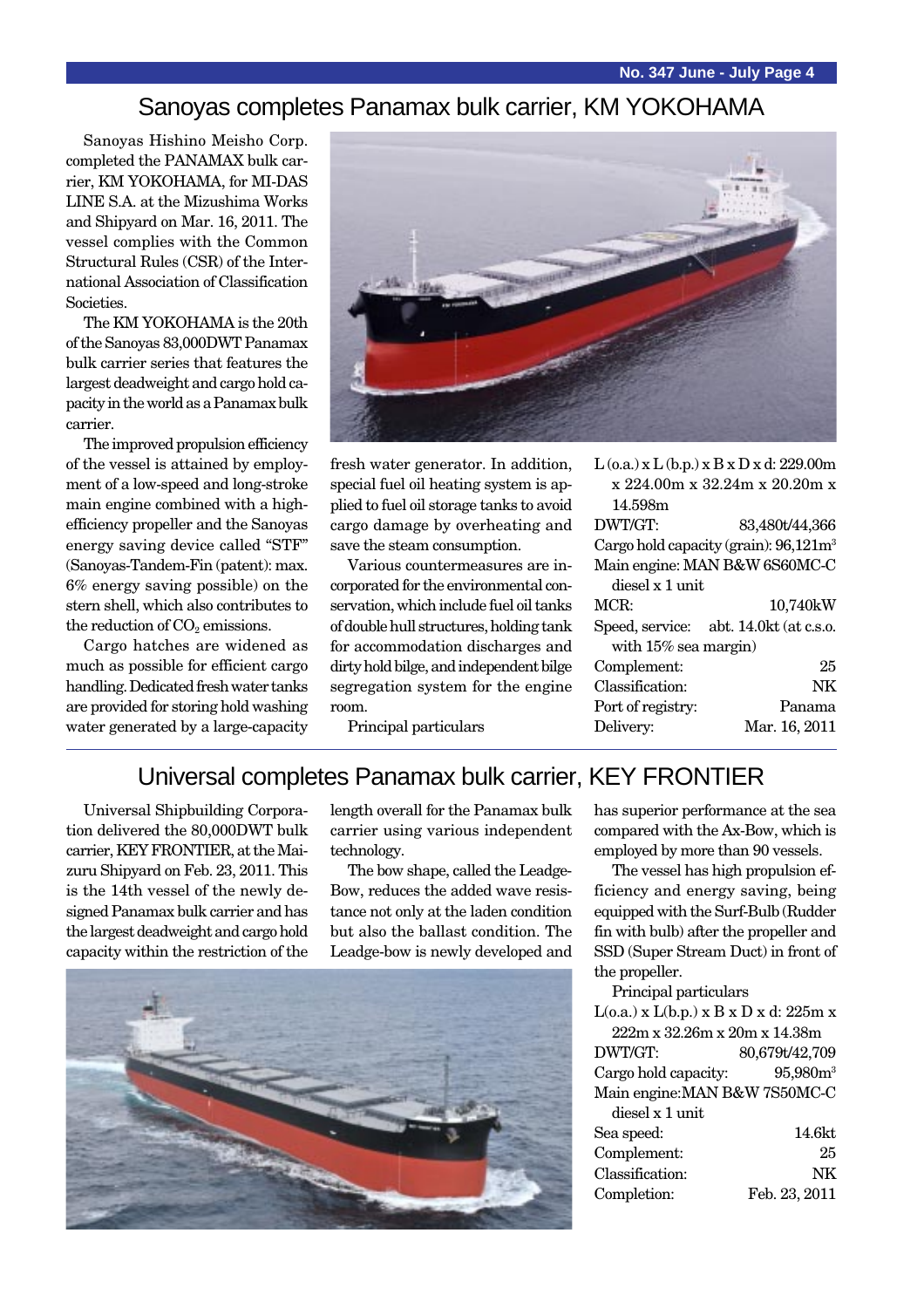## Sanoyas completes Panamax bulk carrier, KM YOKOHAMA

Sanoyas Hishino Meisho Corp. completed the PANAMAX bulk carrier, KM YOKOHAMA, for MI-DAS LINE S.A. at the Mizushima Works and Shipyard on Mar. 16, 2011. The vessel complies with the Common Structural Rules (CSR) of the International Association of Classification Societies.

The KM YOKOHAMA is the 20th of the Sanoyas 83,000DWT Panamax bulk carrier series that features the largest deadweight and cargo hold capacity in the world as a Panamax bulk carrier.

The improved propulsion efficiency of the vessel is attained by employment of a low-speed and long-stroke main engine combined with a high-efficiency propeller and the Sanoyas energy saving device called "STF" (Sanoyas-Tandem-Fin (patent): max. 6% energy saving possible) on the stern shell, which also contributes to the reduction of $CO_2$ emissions.

Cargo hatches are widened as much as possible for efficient cargo handling. Dedicated fresh water tanks are provided for storing hold washing water generated by a large-capacity fresh water generator. In addition, special fuel oil heating system is applied to fuel oil storage tanks to avoid cargo damage by overheating and save the steam consumption.

Various countermeasures are incorporated for the environmental conservation, which include fuel oil tanks of double hull structures, holding tank for accommodation discharges and dirty hold bilge, and independent bilge segregation system for the engine room.

Principal particulars

L (o.a.) x L (b.p.) x B x D x d: 229.00m x 224.00m x 32.24m x 20.20m x 14.598m

| | |
|---|---|
| DWT/GT: | 83,480t/44,366 |
| Cargo hold capacity (grain): | 96,121m³ |
| Main engine: | MAN B&W 6S60MC-C diesel x 1 unit |
| MCR: | 10,740kW |
| Speed, service: | abt. 14.0kt (at c.s.o. with 15% sea margin) |
| Complement: | 25 |
| Classification: | NK |
| Port of registry: | Panama |
| Delivery: | Mar. 16, 2011 |

## Universal completes Panamax bulk carrier, KEY FRONTIER

Universal Shipbuilding Corporation delivered the 80,000DWT bulk carrier, KEY FRONTIER, at the Maizuru Shipyard on Feb. 23, 2011. This is the 14th vessel of the newly designed Panamax bulk carrier and has the largest deadweight and cargo hold capacity within the restriction of the length overall for the Panamax bulk carrier using various independent technology.

The bow shape, called the Leadge-Bow, reduces the added wave resistance not only at the laden condition but also the ballast condition. The Leadge-bow is newly developed and has superior performance at the sea compared with the Ax-Bow, which is employed by more than 90 vessels.

The vessel has high propulsion efficiency and energy saving, being equipped with the Surf-Bulb (Rudder fin with bulb) after the propeller and SSD (Super Stream Duct) in front of the propeller.

Principal particulars

L(o.a.) x L(b.p.) x B x D x d: 225m x 222m x 32.26m x 20m x 14.38m

| | |
|---|---|
| DWT/GT: | 80,679t/42,709 |
| Cargo hold capacity: | 95,980m³ |
| Main engine: | MAN B&W 7S50MC-C diesel x 1 unit |
| Sea speed: | 14.6kt |
| Complement: | 25 |
| Classification: | NK |
| Completion: | Feb. 23, 2011 |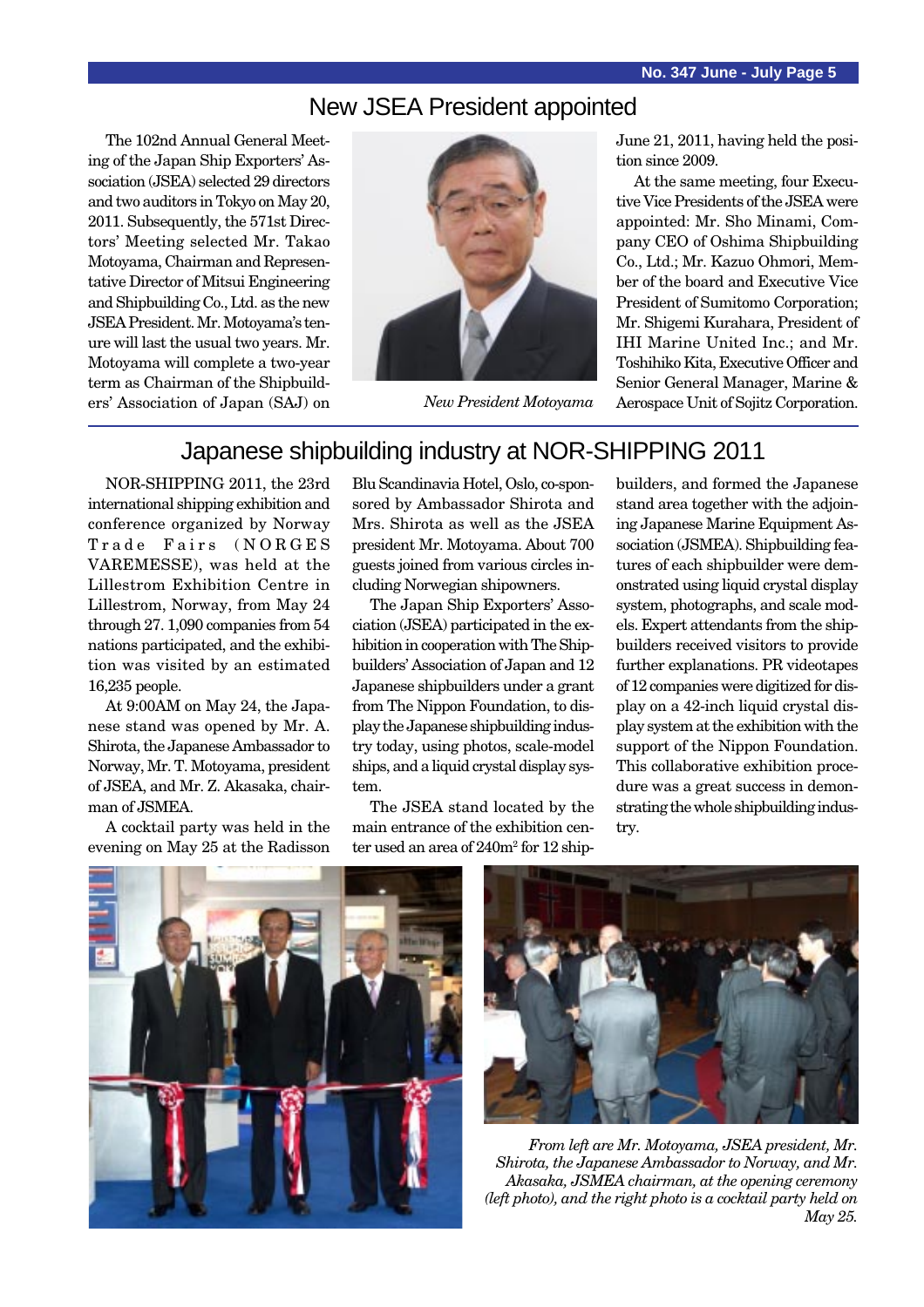## New JSEA President appointed

The 102nd Annual General Meeting of the Japan Ship Exporters' Association (JSEA) selected 29 directors and two auditors in Tokyo on May 20, 2011. Subsequently, the 571st Directors' Meeting selected Mr. Takao Motoyama, Chairman and Representative Director of Mitsui Engineering and Shipbuilding Co., Ltd. as the new JSEA President. Mr. Motoyama's tenure will last the usual two years. Mr. Motoyama will complete a two-year term as Chairman of the Shipbuilders' Association of Japan (SAJ) on June 21, 2011, having held the position since 2009.

*New President Motoyama*

At the same meeting, four Executive Vice Presidents of the JSEA were appointed: Mr. Sho Minami, Company CEO of Oshima Shipbuilding Co., Ltd.; Mr. Kazuo Ohmori, Member of the board and Executive Vice President of Sumitomo Corporation; Mr. Shigemi Kurahara, President of IHI Marine United Inc.; and Mr. Toshihiko Kita, Executive Officer and Senior General Manager, Marine & Aerospace Unit of Sojitz Corporation.

## Japanese shipbuilding industry at NOR-SHIPPING 2011

NOR-SHIPPING 2011, the 23rd international shipping exhibition and conference organized by Norway Trade Fairs (NORGES VAREMESSE), was held at the Lillestrom Exhibition Centre in Lillestrom, Norway, from May 24 through 27. 1,090 companies from 54 nations participated, and the exhibition was visited by an estimated 16,235 people.

At 9:00AM on May 24, the Japanese stand was opened by Mr. A. Shirota, the Japanese Ambassador to Norway, Mr. T. Motoyama, president of JSEA, and Mr. Z. Akasaka, chairman of JSMEA.

A cocktail party was held in the evening on May 25 at the Radisson Blu Scandinavia Hotel, Oslo, co-sponsored by Ambassador Shirota and Mrs. Shirota as well as the JSEA president Mr. Motoyama. About 700 guests joined from various circles including Norwegian shipowners.

The Japan Ship Exporters' Association (JSEA) participated in the exhibition in cooperation with The Shipbuilders' Association of Japan and 12 Japanese shipbuilders under a grant from The Nippon Foundation, to display the Japanese shipbuilding industry today, using photos, scale-model ships, and a liquid crystal display system.

The JSEA stand located by the main entrance of the exhibition center used an area of 240m² for 12 shipbuilders, and formed the Japanese stand area together with the adjoining Japanese Marine Equipment Association (JSMEA). Shipbuilding features of each shipbuilder were demonstrated using liquid crystal display system, photographs, and scale models. Expert attendants from the shipbuilders received visitors to provide further explanations. PR videotapes of 12 companies were digitized for display on a 42-inch liquid crystal display system at the exhibition with the support of the Nippon Foundation. This collaborative exhibition procedure was a great success in demonstrating the whole shipbuilding industry.

*From left are Mr. Motoyama, JSEA president, Mr. Shirota, the Japanese Ambassador to Norway, and Mr. Akasaka, JSMEA chairman, at the opening ceremony (left photo), and the right photo is a cocktail party held on May 25.*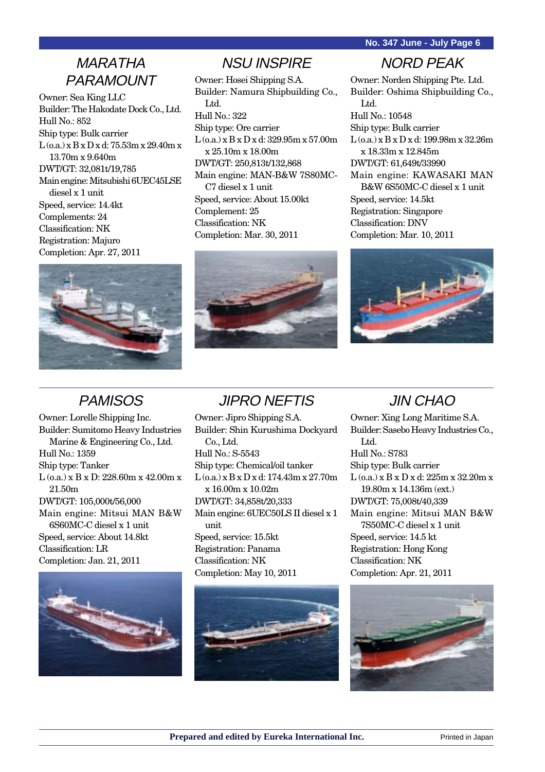## MARATHA PARAMOUNT

Owner: Sea King LLC
Builder: The Hakodate Dock Co., Ltd.
Hull No.: 852
Ship type: Bulk carrier
L (o.a.) x B x D x d: 75.53m x 29.40m x 13.70m x 9.640m
DWT/GT: 32,081t/19,785
Main engine: Mitsubishi 6UEC45LSE diesel x 1 unit
Speed, service: 14.4kt
Complements: 24
Classification: NK
Registration: Majuro
Completion: Apr. 27, 2011

## NSU INSPIRE

Owner: Hosei Shipping S.A.
Builder: Namura Shipbuilding Co., Ltd.
Hull No.: 322
Ship type: Ore carrier
L (o.a.) x B x D x d: 329.95m x 57.00m x 25.10m x 18.00m
DWT/GT: 250,813t/132,868
Main engine: MAN-B&W 7S80MC-C7 diesel x 1 unit
Speed, service: About 15.00kt
Complement: 25
Classification: NK
Completion: Mar. 30, 2011

## NORD PEAK

Owner: Norden Shipping Pte. Ltd.
Builder: Oshima Shipbuilding Co., Ltd.
Hull No.: 10548
Ship type: Bulk carrier
L (o.a.) x B x D x d: 199.98m x 32.26m x 18.33m x 12.845m
DWT/GT: 61,649t/33990
Main engine: KAWASAKI MAN B&W 6S50MC-C diesel x 1 unit
Speed, service: 14.5kt
Registration: Singapore
Classification: DNV
Completion: Mar. 10, 2011

## PAMISOS

Owner: Lorelle Shipping Inc.
Builder: Sumitomo Heavy Industries Marine & Engineering Co., Ltd.
Hull No.: 1359
Ship type: Tanker
L (o.a.) x B x D: 228.60m x 42.00m x 21.50m
DWT/GT: 105,000t/56,000
Main engine: Mitsui MAN B&W 6S60MC-C diesel x 1 unit
Speed, service: About 14.8kt
Classification: LR
Completion: Jan. 21, 2011

## JIPRO NEFTIS

Owner: Jipro Shipping S.A.
Builder: Shin Kurushima Dockyard Co., Ltd.
Hull No.: S-5543
Ship type: Chemical/oil tanker
L (o.a.) x B x D x d: 174.43m x 27.70m x 16.00m x 10.02m
DWT/GT: 34,858t/20,333
Main engine: 6UEC50LS II diesel x 1 unit
Speed, service: 15.5kt
Registration: Panama
Classification: NK
Completion: May 10, 2011

## JIN CHAO

Owner: Xing Long Maritime S.A.
Builder: Sasebo Heavy Industries Co., Ltd.
Hull No.: S783
Ship type: Bulk carrier
L (o.a.) x B x D x d: 225m x 32.20m x 19.80m x 14.136m (ext.)
DWT/GT: 75,008t/40,339
Main engine: Mitsui MAN B&W 7S50MC-C diesel x 1 unit
Speed, service: 14.5 kt
Registration: Hong Kong
Classification: NK
Completion: Apr. 21, 2011

**Prepared and edited by Eureka International Inc.**

Printed in Japan